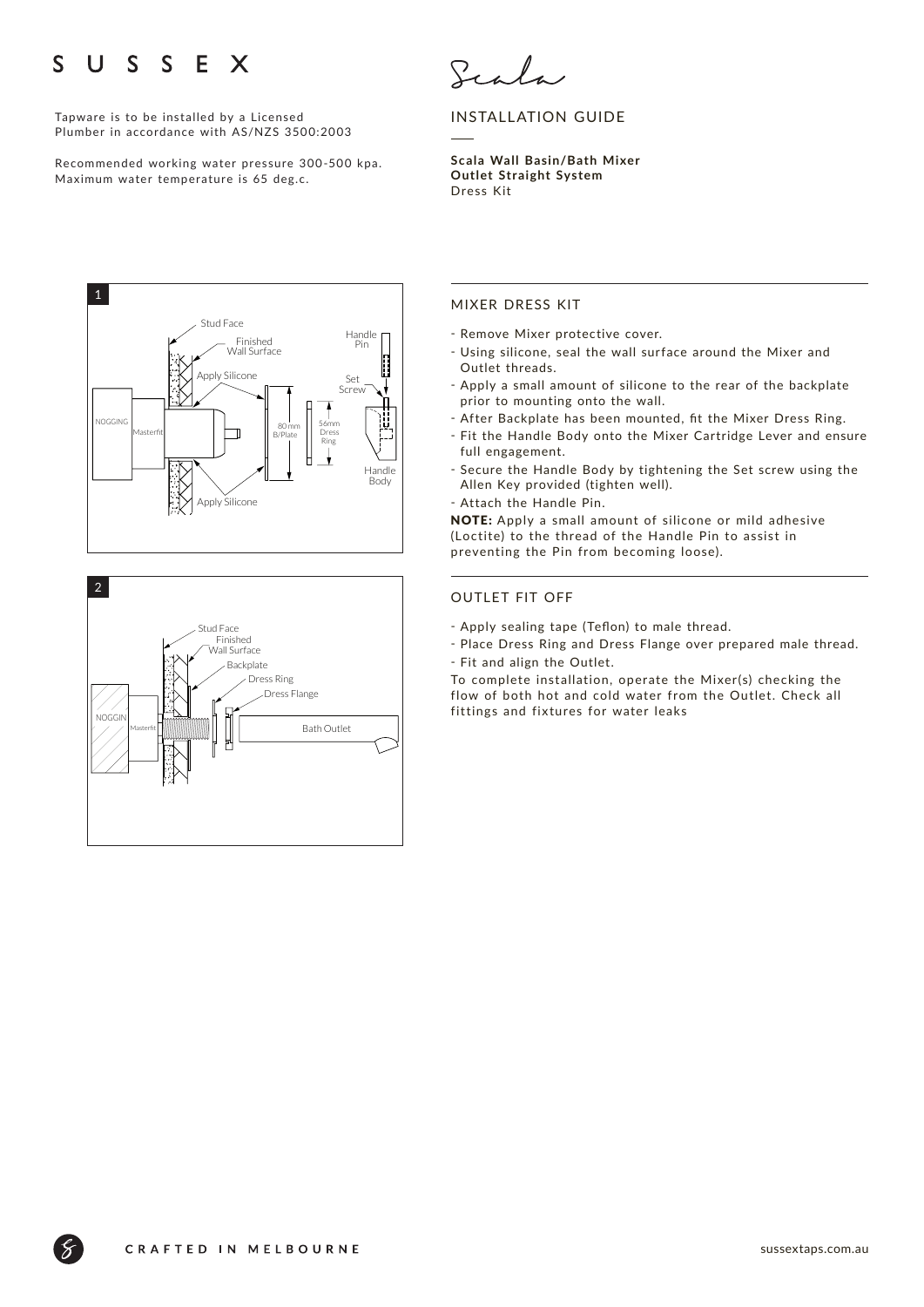# SUSSEX

Tapware is to be installed by a Licensed Plumber in accordance with AS/NZS 3500:2003

Recommended working water pressure 300-500 kpa. Maximum water temperature is 65 deg.c.

Scala

## INSTALLATION GUIDE

**Scala Wall Basin/Bath Mixer Outlet Straight System**
Dress Kit

1

Stud Face
Finished Wall Surface
Apply Silicone
NOGGING
Masterfit
80 mm B/Plate
56mm Dress Ring
Handle Pin
Set Screw
Handle Body
Apply Silicone

2

Stud Face
Finished Wall Surface
Backplate
Dress Ring
Dress Flange
NOGGIN
Masterfit
Bath Outlet

### MIXER DRESS KIT

- Remove Mixer protective cover.
- Using silicone, seal the wall surface around the Mixer and Outlet threads.
- Apply a small amount of silicone to the rear of the backplate prior to mounting onto the wall.
- After Backplate has been mounted, fit the Mixer Dress Ring.
- Fit the Handle Body onto the Mixer Cartridge Lever and ensure full engagement.
- Secure the Handle Body by tightening the Set screw using the Allen Key provided (tighten well).
- Attach the Handle Pin.

**NOTE:** Apply a small amount of silicone or mild adhesive (Loctite) to the thread of the Handle Pin to assist in preventing the Pin from becoming loose).

### OUTLET FIT OFF

- Apply sealing tape (Teflon) to male thread.
- Place Dress Ring and Dress Flange over prepared male thread.
- Fit and align the Outlet.

To complete installation, operate the Mixer(s) checking the flow of both hot and cold water from the Outlet. Check all fittings and fixtures for water leaks

CRAFTED IN MELBOURNE

sussextaps.com.au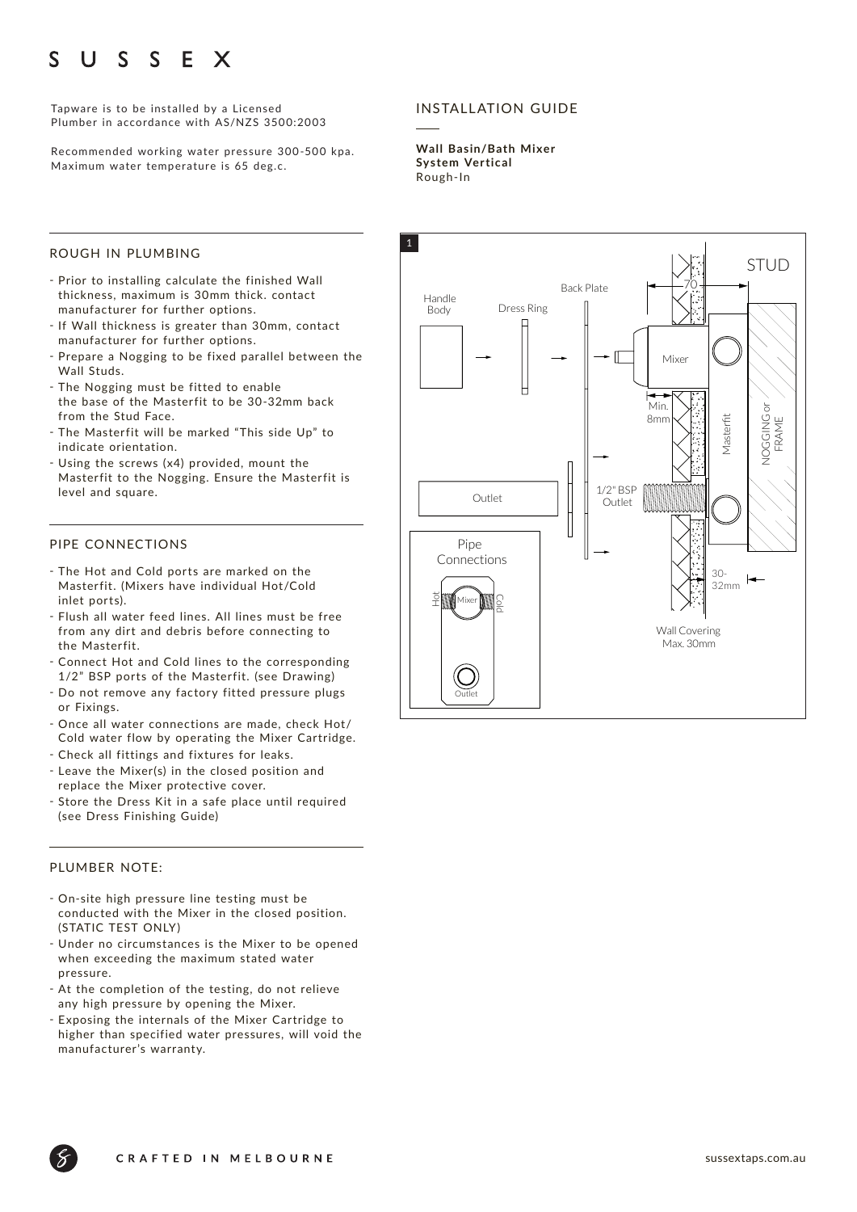# SUSSEX

Tapware is to be installed by a Licensed Plumber in accordance with AS/NZS 3500:2003

Recommended working water pressure 300-500 kpa. Maximum water temperature is 65 deg.c.

## INSTALLATION GUIDE

**Wall Basin/Bath Mixer**
**System Vertical**
Rough-In

### ROUGH IN PLUMBING

- Prior to installing calculate the finished Wall thickness, maximum is 30mm thick. contact manufacturer for further options.
- If Wall thickness is greater than 30mm, contact manufacturer for further options.
- Prepare a Nogging to be fixed parallel between the Wall Studs.
- The Nogging must be fitted to enable the base of the Masterfit to be 30-32mm back from the Stud Face.
- The Masterfit will be marked "This side Up" to indicate orientation.
- Using the screws (x4) provided, mount the Masterfit to the Nogging. Ensure the Masterfit is level and square.

### PIPE CONNECTIONS

- The Hot and Cold ports are marked on the Masterfit. (Mixers have individual Hot/Cold inlet ports).
- Flush all water feed lines. All lines must be free from any dirt and debris before connecting to the Masterfit.
- Connect Hot and Cold lines to the corresponding 1/2" BSP ports of the Masterfit. (see Drawing)
- Do not remove any factory fitted pressure plugs or Fixings.
- Once all water connections are made, check Hot/Cold water flow by operating the Mixer Cartridge.
- Check all fittings and fixtures for leaks.
- Leave the Mixer(s) in the closed position and replace the Mixer protective cover.
- Store the Dress Kit in a safe place until required (see Dress Finishing Guide)

### PLUMBER NOTE:

- On-site high pressure line testing must be conducted with the Mixer in the closed position. (STATIC TEST ONLY)
- Under no circumstances is the Mixer to be opened when exceeding the maximum stated water pressure.
- At the completion of the testing, do not relieve any high pressure by opening the Mixer.
- Exposing the internals of the Mixer Cartridge to higher than specified water pressures, will void the manufacturer's warranty.

1

STUD

Handle Body

Dress Ring

Back Plate

70

Mixer

Min. 8mm

Masterfit

NOGGING or FRAME

Outlet

1/2" BSP Outlet

Pipe Connections

Hot

Mixer

Cold

Outlet

30-32mm

Wall Covering Max. 30mm

CRAFTED IN MELBOURNE

sussextaps.com.au